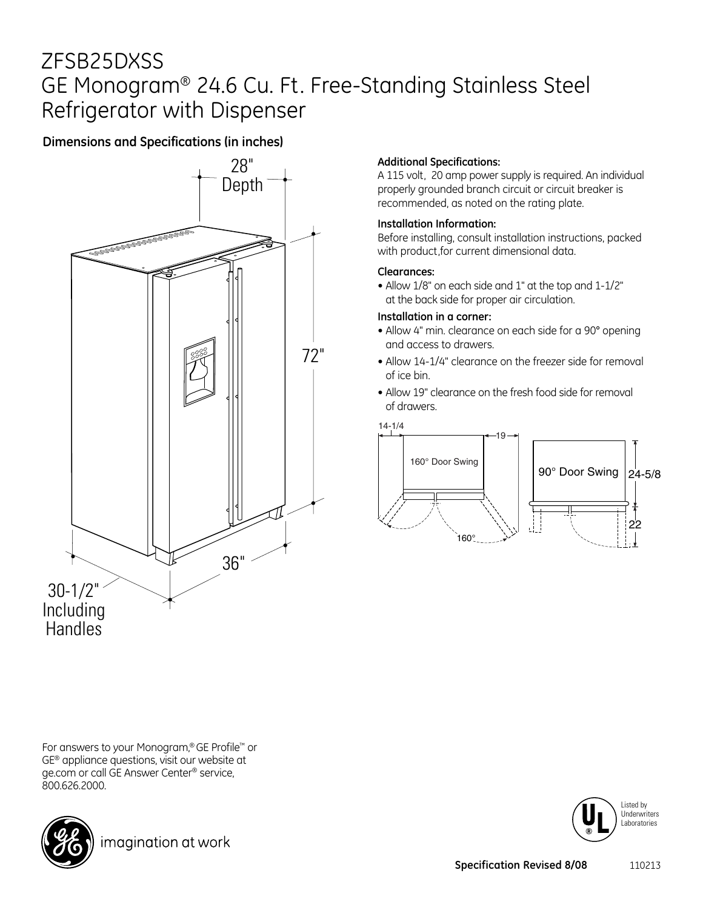# ZFSB25DXSS
# GE Monogram® 24.6 Cu. Ft. Free-Standing Stainless Steel Refrigerator with Dispenser

## Dimensions and Specifications (in inches)

28" Depth

72"

36"

30-1/2" Including Handles

**Additional Specifications:**

A 115 volt, 20 amp power supply is required. An individual properly grounded branch circuit or circuit breaker is recommended, as noted on the rating plate.

**Installation Information:**

Before installing, consult installation instructions, packed with product,for current dimensional data.

**Clearances:**

- Allow 1/8" on each side and 1" at the top and 1-1/2" at the back side for proper air circulation.

**Installation in a corner:**

- Allow 4" min. clearance on each side for a 90° opening and access to drawers.
- Allow 14-1/4" clearance on the freezer side for removal of ice bin.
- Allow 19" clearance on the fresh food side for removal of drawers.

14-1/4 — 19 — 160° Door Swing — 160°

90° Door Swing — 24-5/8 — 22

For answers to your Monogram,® GE Profile™ or GE® appliance questions, visit our website at ge.com or call GE Answer Center® service, 800.626.2000.

imagination at work

Listed by Underwriters Laboratories

**Specification Revised 8/08** 110213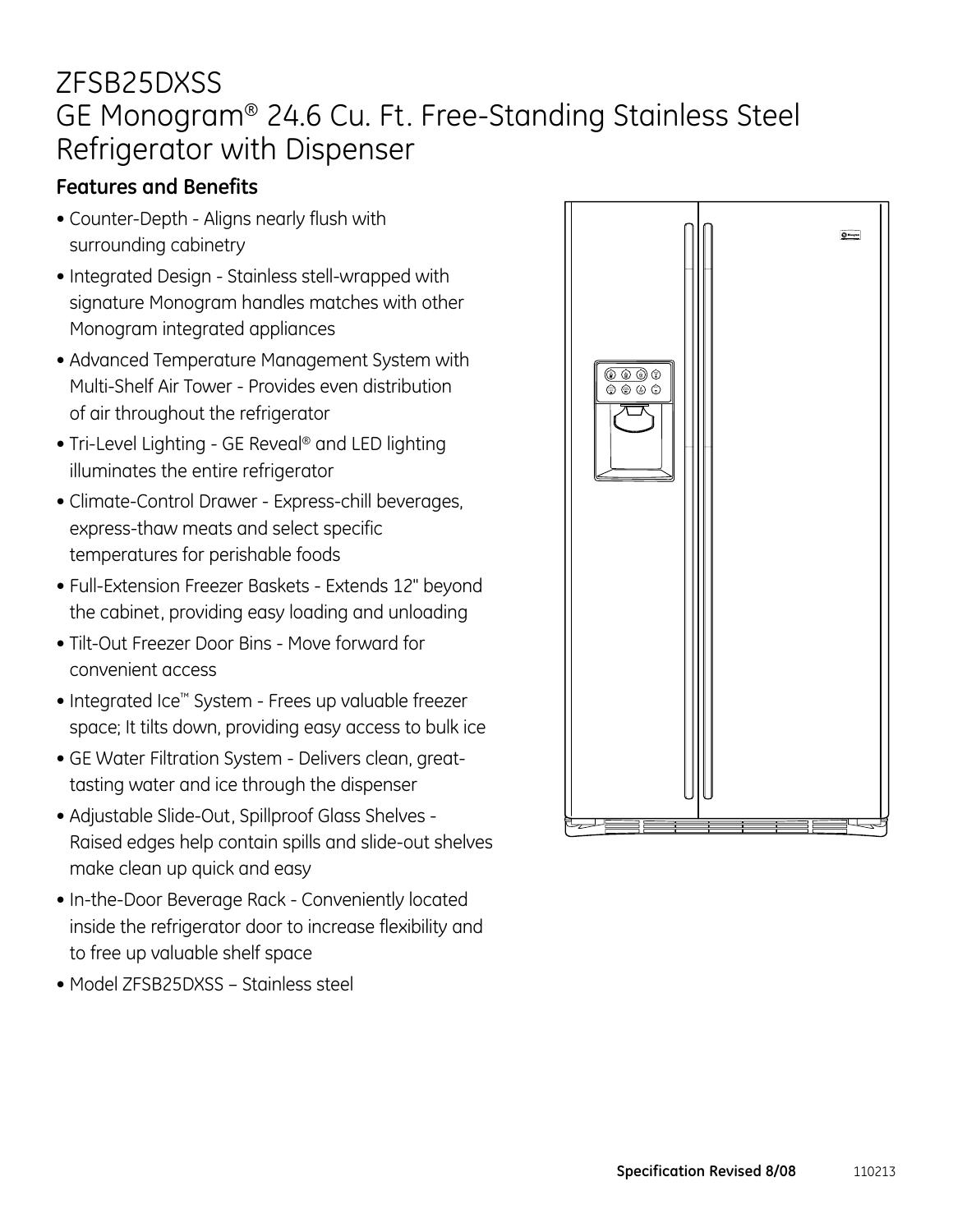# ZFSB25DXSS
# GE Monogram® 24.6 Cu. Ft. Free-Standing Stainless Steel Refrigerator with Dispenser

## Features and Benefits

- Counter-Depth - Aligns nearly flush with surrounding cabinetry
- Integrated Design - Stainless stell-wrapped with signature Monogram handles matches with other Monogram integrated appliances
- Advanced Temperature Management System with Multi-Shelf Air Tower - Provides even distribution of air throughout the refrigerator
- Tri-Level Lighting - GE Reveal® and LED lighting illuminates the entire refrigerator
- Climate-Control Drawer - Express-chill beverages, express-thaw meats and select specific temperatures for perishable foods
- Full-Extension Freezer Baskets - Extends 12" beyond the cabinet, providing easy loading and unloading
- Tilt-Out Freezer Door Bins - Move forward for convenient access
- Integrated Ice™ System - Frees up valuable freezer space; It tilts down, providing easy access to bulk ice
- GE Water Filtration System - Delivers clean, great-tasting water and ice through the dispenser
- Adjustable Slide-Out, Spillproof Glass Shelves - Raised edges help contain spills and slide-out shelves make clean up quick and easy
- In-the-Door Beverage Rack - Conveniently located inside the refrigerator door to increase flexibility and to free up valuable shelf space
- Model ZFSB25DXSS – Stainless steel

**Specification Revised 8/08** 110213